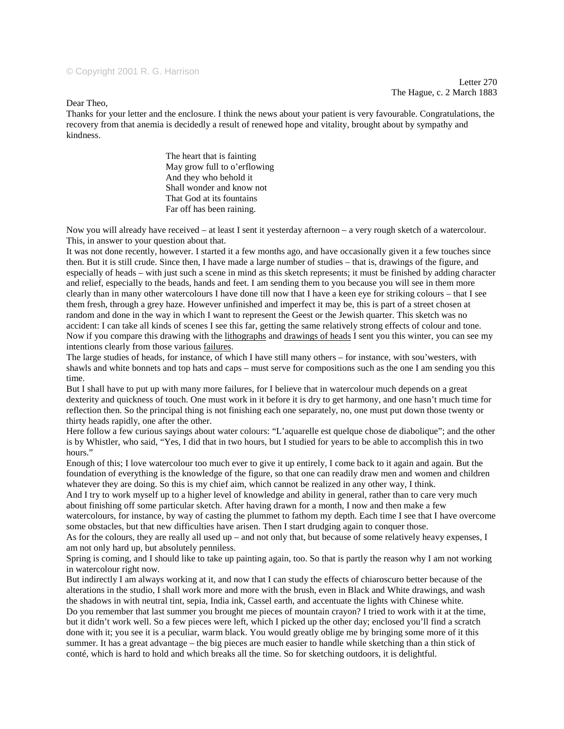© Copyright 2001 R. G. Harrison

Letter 270
The Hague, c. 2 March 1883

Dear Theo,

Thanks for your letter and the enclosure. I think the news about your patient is very favourable. Congratulations, the recovery from that anemia is decidedly a result of renewed hope and vitality, brought about by sympathy and kindness.

> The heart that is fainting
> May grow full to o'erflowing
> And they who behold it
> Shall wonder and know not
> That God at its fountains
> Far off has been raining.

Now you will already have received – at least I sent it yesterday afternoon – a very rough sketch of a watercolour. This, in answer to your question about that.

It was not done recently, however. I started it a few months ago, and have occasionally given it a few touches since then. But it is still crude. Since then, I have made a large number of studies – that is, drawings of the figure, and especially of heads – with just such a scene in mind as this sketch represents; it must be finished by adding character and relief, especially to the beads, hands and feet. I am sending them to you because you will see in them more clearly than in many other watercolours I have done till now that I have a keen eye for striking colours – that I see them fresh, through a grey haze. However unfinished and imperfect it may be, this is part of a street chosen at random and done in the way in which I want to represent the Geest or the Jewish quarter. This sketch was no accident: I can take all kinds of scenes I see this far, getting the same relatively strong effects of colour and tone. Now if you compare this drawing with the lithographs and drawings of heads I sent you this winter, you can see my intentions clearly from those various failures.

The large studies of heads, for instance, of which I have still many others – for instance, with sou'westers, with shawls and white bonnets and top hats and caps – must serve for compositions such as the one I am sending you this time.

But I shall have to put up with many more failures, for I believe that in watercolour much depends on a great dexterity and quickness of touch. One must work in it before it is dry to get harmony, and one hasn't much time for reflection then. So the principal thing is not finishing each one separately, no, one must put down those twenty or thirty heads rapidly, one after the other.

Here follow a few curious sayings about water colours: "L'aquarelle est quelque chose de diabolique"; and the other is by Whistler, who said, "Yes, I did that in two hours, but I studied for years to be able to accomplish this in two hours."

Enough of this; I love watercolour too much ever to give it up entirely, I come back to it again and again. But the foundation of everything is the knowledge of the figure, so that one can readily draw men and women and children whatever they are doing. So this is my chief aim, which cannot be realized in any other way, I think.

And I try to work myself up to a higher level of knowledge and ability in general, rather than to care very much about finishing off some particular sketch. After having drawn for a month, I now and then make a few watercolours, for instance, by way of casting the plummet to fathom my depth. Each time I see that I have overcome some obstacles, but that new difficulties have arisen. Then I start drudging again to conquer those.

As for the colours, they are really all used up – and not only that, but because of some relatively heavy expenses, I am not only hard up, but absolutely penniless.

Spring is coming, and I should like to take up painting again, too. So that is partly the reason why I am not working in watercolour right now.

But indirectly I am always working at it, and now that I can study the effects of chiaroscuro better because of the alterations in the studio, I shall work more and more with the brush, even in Black and White drawings, and wash the shadows in with neutral tint, sepia, India ink, Cassel earth, and accentuate the lights with Chinese white.

Do you remember that last summer you brought me pieces of mountain crayon? I tried to work with it at the time, but it didn't work well. So a few pieces were left, which I picked up the other day; enclosed you'll find a scratch done with it; you see it is a peculiar, warm black. You would greatly oblige me by bringing some more of it this summer. It has a great advantage – the big pieces are much easier to handle while sketching than a thin stick of conté, which is hard to hold and which breaks all the time. So for sketching outdoors, it is delightful.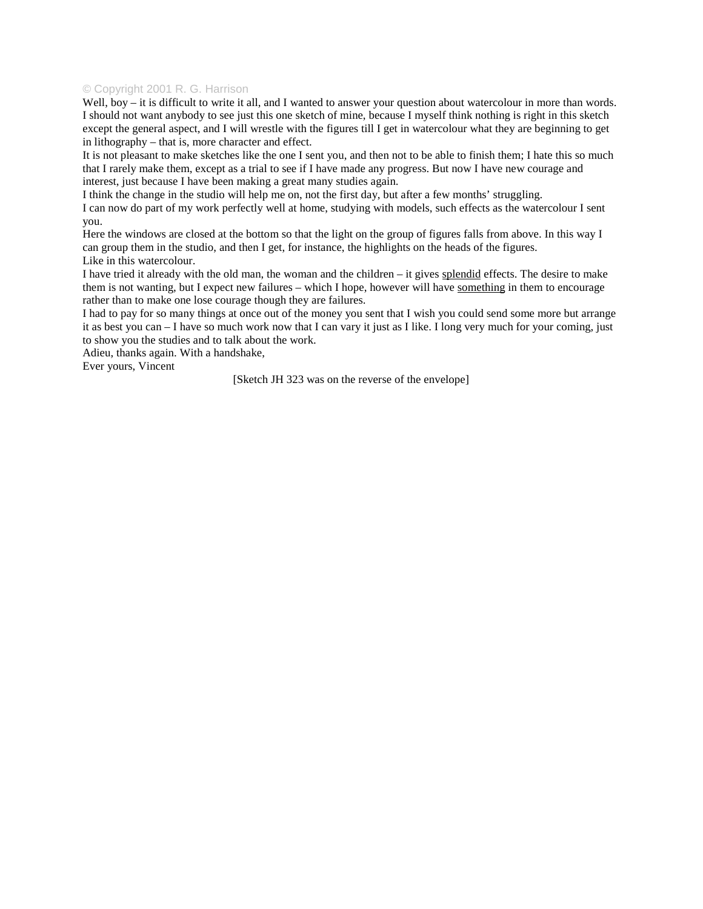© Copyright 2001 R. G. Harrison

Well, boy – it is difficult to write it all, and I wanted to answer your question about watercolour in more than words. I should not want anybody to see just this one sketch of mine, because I myself think nothing is right in this sketch except the general aspect, and I will wrestle with the figures till I get in watercolour what they are beginning to get in lithography – that is, more character and effect.

It is not pleasant to make sketches like the one I sent you, and then not to be able to finish them; I hate this so much that I rarely make them, except as a trial to see if I have made any progress. But now I have new courage and interest, just because I have been making a great many studies again.

I think the change in the studio will help me on, not the first day, but after a few months' struggling.

I can now do part of my work perfectly well at home, studying with models, such effects as the watercolour I sent you.

Here the windows are closed at the bottom so that the light on the group of figures falls from above. In this way I can group them in the studio, and then I get, for instance, the highlights on the heads of the figures.

Like in this watercolour.

I have tried it already with the old man, the woman and the children – it gives <u>splendid</u> effects. The desire to make them is not wanting, but I expect new failures – which I hope, however will have <u>something</u> in them to encourage rather than to make one lose courage though they are failures.

I had to pay for so many things at once out of the money you sent that I wish you could send some more but arrange it as best you can – I have so much work now that I can vary it just as I like. I long very much for your coming, just to show you the studies and to talk about the work.

Adieu, thanks again. With a handshake,

Ever yours, Vincent

[Sketch JH 323 was on the reverse of the envelope]